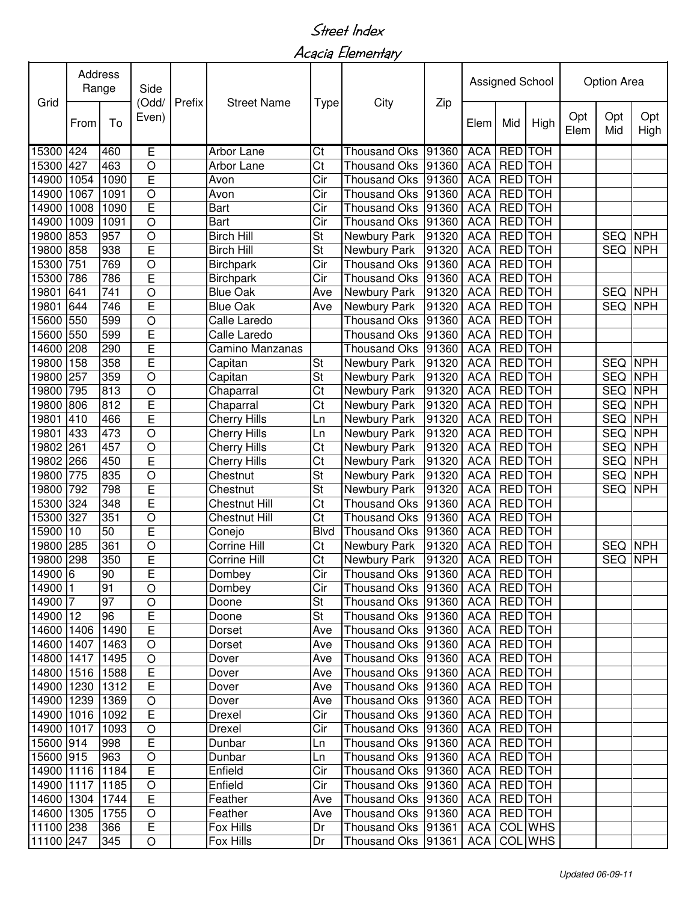# Street Index

## Acacia Elementary

| Grid | Address Range | | Side (Odd/ Even) | Prefix | Street Name | Type | City | Zip | Assigned School | | | Option Area | | |
|---|---|---|---|---|---|---|---|---|---|---|---|---|---|---|
| | From | To | | | | | | | Elem | Mid | High | Opt Elem | Opt Mid | Opt High |
| 15300 | 424 | 460 | E | | Arbor Lane | Ct | Thousand Oks | 91360 | ACA | RED | TOH | | | |
| 15300 | 427 | 463 | O | | Arbor Lane | Ct | Thousand Oks | 91360 | ACA | RED | TOH | | | |
| 14900 | 1054 | 1090 | E | | Avon | Cir | Thousand Oks | 91360 | ACA | RED | TOH | | | |
| 14900 | 1067 | 1091 | O | | Avon | Cir | Thousand Oks | 91360 | ACA | RED | TOH | | | |
| 14900 | 1008 | 1090 | E | | Bart | Cir | Thousand Oks | 91360 | ACA | RED | TOH | | | |
| 14900 | 1009 | 1091 | O | | Bart | Cir | Thousand Oks | 91360 | ACA | RED | TOH | | | |
| 19800 | 853 | 957 | O | | Birch Hill | St | Newbury Park | 91320 | ACA | RED | TOH | | SEQ | NPH |
| 19800 | 858 | 938 | E | | Birch Hill | St | Newbury Park | 91320 | ACA | RED | TOH | | SEQ | NPH |
| 15300 | 751 | 769 | O | | Birchpark | Cir | Thousand Oks | 91360 | ACA | RED | TOH | | | |
| 15300 | 786 | 786 | E | | Birchpark | Cir | Thousand Oks | 91360 | ACA | RED | TOH | | | |
| 19801 | 641 | 741 | O | | Blue Oak | Ave | Newbury Park | 91320 | ACA | RED | TOH | | SEQ | NPH |
| 19801 | 644 | 746 | E | | Blue Oak | Ave | Newbury Park | 91320 | ACA | RED | TOH | | SEQ | NPH |
| 15600 | 550 | 599 | O | | Calle Laredo | | Thousand Oks | 91360 | ACA | RED | TOH | | | |
| 15600 | 550 | 599 | E | | Calle Laredo | | Thousand Oks | 91360 | ACA | RED | TOH | | | |
| 14600 | 208 | 290 | E | | Camino Manzanas | | Thousand Oks | 91360 | ACA | RED | TOH | | | |
| 19800 | 158 | 358 | E | | Capitan | St | Newbury Park | 91320 | ACA | RED | TOH | | SEQ | NPH |
| 19800 | 257 | 359 | O | | Capitan | St | Newbury Park | 91320 | ACA | RED | TOH | | SEQ | NPH |
| 19800 | 795 | 813 | O | | Chaparral | Ct | Newbury Park | 91320 | ACA | RED | TOH | | SEQ | NPH |
| 19800 | 806 | 812 | E | | Chaparral | Ct | Newbury Park | 91320 | ACA | RED | TOH | | SEQ | NPH |
| 19801 | 410 | 466 | E | | Cherry Hills | Ln | Newbury Park | 91320 | ACA | RED | TOH | | SEQ | NPH |
| 19801 | 433 | 473 | O | | Cherry Hills | Ln | Newbury Park | 91320 | ACA | RED | TOH | | SEQ | NPH |
| 19802 | 261 | 457 | O | | Cherry Hills | Ct | Newbury Park | 91320 | ACA | RED | TOH | | SEQ | NPH |
| 19802 | 266 | 450 | E | | Cherry Hills | Ct | Newbury Park | 91320 | ACA | RED | TOH | | SEQ | NPH |
| 19800 | 775 | 835 | O | | Chestnut | St | Newbury Park | 91320 | ACA | RED | TOH | | SEQ | NPH |
| 19800 | 792 | 798 | E | | Chestnut | St | Newbury Park | 91320 | ACA | RED | TOH | | SEQ | NPH |
| 15300 | 324 | 348 | E | | Chestnut Hill | Ct | Thousand Oks | 91360 | ACA | RED | TOH | | | |
| 15300 | 327 | 351 | O | | Chestnut Hill | Ct | Thousand Oks | 91360 | ACA | RED | TOH | | | |
| 15900 | 10 | 50 | E | | Conejo | Blvd | Thousand Oks | 91360 | ACA | RED | TOH | | | |
| 19800 | 285 | 361 | O | | Corrine Hill | Ct | Newbury Park | 91320 | ACA | RED | TOH | | SEQ | NPH |
| 19800 | 298 | 350 | E | | Corrine Hill | Ct | Newbury Park | 91320 | ACA | RED | TOH | | SEQ | NPH |
| 14900 | 6 | 90 | E | | Dombey | Cir | Thousand Oks | 91360 | ACA | RED | TOH | | | |
| 14900 | 1 | 91 | O | | Dombey | Cir | Thousand Oks | 91360 | ACA | RED | TOH | | | |
| 14900 | 7 | 97 | O | | Doone | St | Thousand Oks | 91360 | ACA | RED | TOH | | | |
| 14900 | 12 | 96 | E | | Doone | St | Thousand Oks | 91360 | ACA | RED | TOH | | | |
| 14600 | 1406 | 1490 | E | | Dorset | Ave | Thousand Oks | 91360 | ACA | RED | TOH | | | |
| 14600 | 1407 | 1463 | O | | Dorset | Ave | Thousand Oks | 91360 | ACA | RED | TOH | | | |
| 14800 | 1417 | 1495 | O | | Dover | Ave | Thousand Oks | 91360 | ACA | RED | TOH | | | |
| 14800 | 1516 | 1588 | E | | Dover | Ave | Thousand Oks | 91360 | ACA | RED | TOH | | | |
| 14900 | 1230 | 1312 | E | | Dover | Ave | Thousand Oks | 91360 | ACA | RED | TOH | | | |
| 14900 | 1239 | 1369 | O | | Dover | Ave | Thousand Oks | 91360 | ACA | RED | TOH | | | |
| 14900 | 1016 | 1092 | E | | Drexel | Cir | Thousand Oks | 91360 | ACA | RED | TOH | | | |
| 14900 | 1017 | 1093 | O | | Drexel | Cir | Thousand Oks | 91360 | ACA | RED | TOH | | | |
| 15600 | 914 | 998 | E | | Dunbar | Ln | Thousand Oks | 91360 | ACA | RED | TOH | | | |
| 15600 | 915 | 963 | O | | Dunbar | Ln | Thousand Oks | 91360 | ACA | RED | TOH | | | |
| 14900 | 1116 | 1184 | E | | Enfield | Cir | Thousand Oks | 91360 | ACA | RED | TOH | | | |
| 14900 | 1117 | 1185 | O | | Enfield | Cir | Thousand Oks | 91360 | ACA | RED | TOH | | | |
| 14600 | 1304 | 1744 | E | | Feather | Ave | Thousand Oks | 91360 | ACA | RED | TOH | | | |
| 14600 | 1305 | 1755 | O | | Feather | Ave | Thousand Oks | 91360 | ACA | RED | TOH | | | |
| 11100 | 238 | 366 | E | | Fox Hills | Dr | Thousand Oks | 91361 | ACA | COL | WHS | | | |
| 11100 | 247 | 345 | O | | Fox Hills | Dr | Thousand Oks | 91361 | ACA | COL | WHS | | | |

*Updated 06-09-11*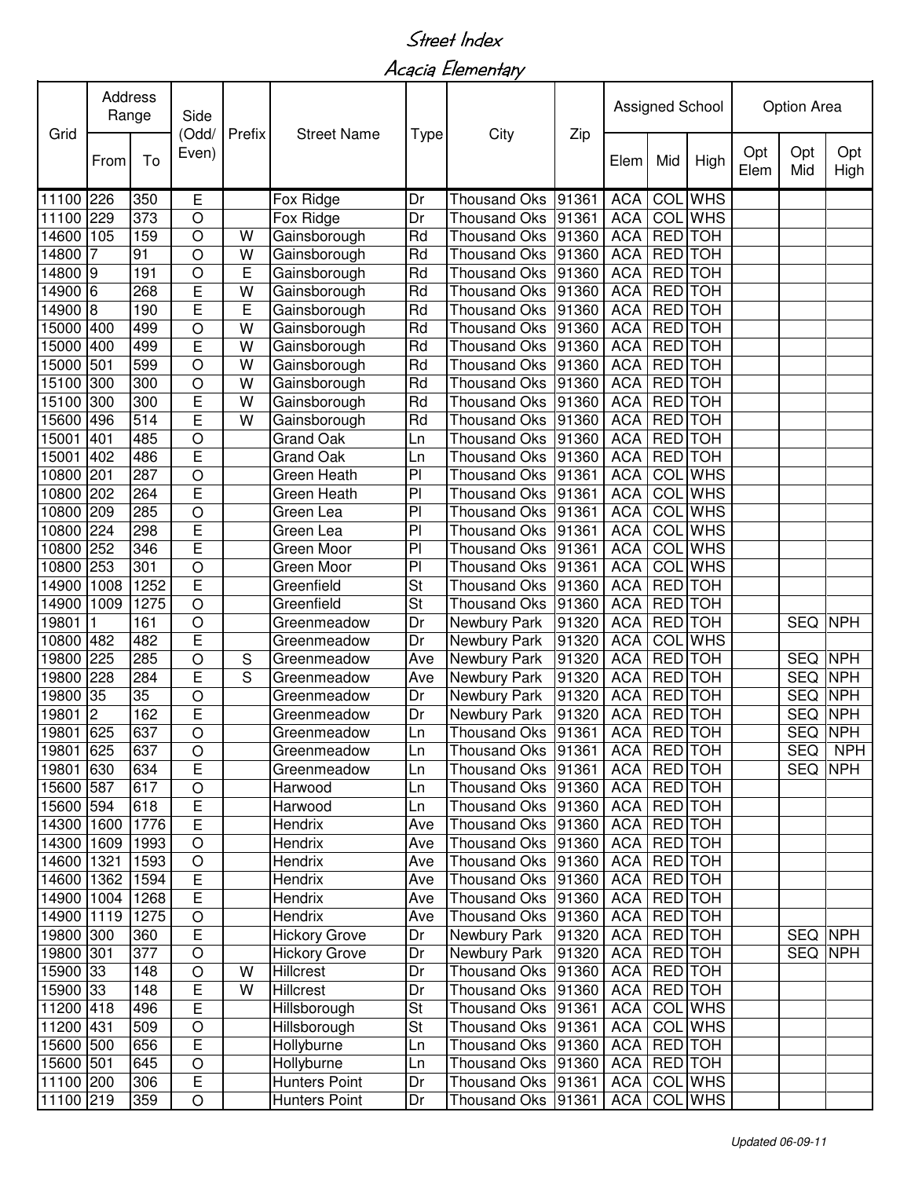# Street Index

## Acacia Elementary

| Grid | Address Range | | Side (Odd/ Even) | Prefix | Street Name | Type | City | Zip | Assigned School | | | Option Area | | |
|---|---|---|---|---|---|---|---|---|---|---|---|---|---|---|
| | From | To | | | | | | | Elem | Mid | High | Opt Elem | Opt Mid | Opt High |
| 11100 | 226 | 350 | E | | Fox Ridge | Dr | Thousand Oks | 91361 | ACA | COL | WHS | | | |
| 11100 | 229 | 373 | O | | Fox Ridge | Dr | Thousand Oks | 91361 | ACA | COL | WHS | | | |
| 14600 | 105 | 159 | O | W | Gainsborough | Rd | Thousand Oks | 91360 | ACA | RED | TOH | | | |
| 14800 | 7 | 91 | O | W | Gainsborough | Rd | Thousand Oks | 91360 | ACA | RED | TOH | | | |
| 14800 | 9 | 191 | O | E | Gainsborough | Rd | Thousand Oks | 91360 | ACA | RED | TOH | | | |
| 14900 | 6 | 268 | E | W | Gainsborough | Rd | Thousand Oks | 91360 | ACA | RED | TOH | | | |
| 14900 | 8 | 190 | E | E | Gainsborough | Rd | Thousand Oks | 91360 | ACA | RED | TOH | | | |
| 15000 | 400 | 499 | O | W | Gainsborough | Rd | Thousand Oks | 91360 | ACA | RED | TOH | | | |
| 15000 | 400 | 499 | E | W | Gainsborough | Rd | Thousand Oks | 91360 | ACA | RED | TOH | | | |
| 15000 | 501 | 599 | O | W | Gainsborough | Rd | Thousand Oks | 91360 | ACA | RED | TOH | | | |
| 15100 | 300 | 300 | O | W | Gainsborough | Rd | Thousand Oks | 91360 | ACA | RED | TOH | | | |
| 15100 | 300 | 300 | E | W | Gainsborough | Rd | Thousand Oks | 91360 | ACA | RED | TOH | | | |
| 15600 | 496 | 514 | E | W | Gainsborough | Rd | Thousand Oks | 91360 | ACA | RED | TOH | | | |
| 15001 | 401 | 485 | O | | Grand Oak | Ln | Thousand Oks | 91360 | ACA | RED | TOH | | | |
| 15001 | 402 | 486 | E | | Grand Oak | Ln | Thousand Oks | 91360 | ACA | RED | TOH | | | |
| 10800 | 201 | 287 | O | | Green Heath | Pl | Thousand Oks | 91361 | ACA | COL | WHS | | | |
| 10800 | 202 | 264 | E | | Green Heath | Pl | Thousand Oks | 91361 | ACA | COL | WHS | | | |
| 10800 | 209 | 285 | O | | Green Lea | Pl | Thousand Oks | 91361 | ACA | COL | WHS | | | |
| 10800 | 224 | 298 | E | | Green Lea | Pl | Thousand Oks | 91361 | ACA | COL | WHS | | | |
| 10800 | 252 | 346 | E | | Green Moor | Pl | Thousand Oks | 91361 | ACA | COL | WHS | | | |
| 10800 | 253 | 301 | O | | Green Moor | Pl | Thousand Oks | 91361 | ACA | COL | WHS | | | |
| 14900 | 1008 | 1252 | E | | Greenfield | St | Thousand Oks | 91360 | ACA | RED | TOH | | | |
| 14900 | 1009 | 1275 | O | | Greenfield | St | Thousand Oks | 91360 | ACA | RED | TOH | | | |
| 19801 | 1 | 161 | O | | Greenmeadow | Dr | Newbury Park | 91320 | ACA | RED | TOH | | SEQ | NPH |
| 10800 | 482 | 482 | E | | Greenmeadow | Dr | Newbury Park | 91320 | ACA | COL | WHS | | | |
| 19800 | 225 | 285 | O | S | Greenmeadow | Ave | Newbury Park | 91320 | ACA | RED | TOH | | SEQ | NPH |
| 19800 | 228 | 284 | E | S | Greenmeadow | Ave | Newbury Park | 91320 | ACA | RED | TOH | | SEQ | NPH |
| 19800 | 35 | 35 | O | | Greenmeadow | Dr | Newbury Park | 91320 | ACA | RED | TOH | | SEQ | NPH |
| 19801 | 2 | 162 | E | | Greenmeadow | Dr | Newbury Park | 91320 | ACA | RED | TOH | | SEQ | NPH |
| 19801 | 625 | 637 | O | | Greenmeadow | Ln | Thousand Oks | 91361 | ACA | RED | TOH | | SEQ | NPH |
| 19801 | 625 | 637 | O | | Greenmeadow | Ln | Thousand Oks | 91361 | ACA | RED | TOH | | SEQ | NPH |
| 19801 | 630 | 634 | E | | Greenmeadow | Ln | Thousand Oks | 91361 | ACA | RED | TOH | | SEQ | NPH |
| 15600 | 587 | 617 | O | | Harwood | Ln | Thousand Oks | 91360 | ACA | RED | TOH | | | |
| 15600 | 594 | 618 | E | | Harwood | Ln | Thousand Oks | 91360 | ACA | RED | TOH | | | |
| 14300 | 1600 | 1776 | E | | Hendrix | Ave | Thousand Oks | 91360 | ACA | RED | TOH | | | |
| 14300 | 1609 | 1993 | O | | Hendrix | Ave | Thousand Oks | 91360 | ACA | RED | TOH | | | |
| 14600 | 1321 | 1593 | O | | Hendrix | Ave | Thousand Oks | 91360 | ACA | RED | TOH | | | |
| 14600 | 1362 | 1594 | E | | Hendrix | Ave | Thousand Oks | 91360 | ACA | RED | TOH | | | |
| 14900 | 1004 | 1268 | E | | Hendrix | Ave | Thousand Oks | 91360 | ACA | RED | TOH | | | |
| 14900 | 1119 | 1275 | O | | Hendrix | Ave | Thousand Oks | 91360 | ACA | RED | TOH | | | |
| 19800 | 300 | 360 | E | | Hickory Grove | Dr | Newbury Park | 91320 | ACA | RED | TOH | | SEQ | NPH |
| 19800 | 301 | 377 | O | | Hickory Grove | Dr | Newbury Park | 91320 | ACA | RED | TOH | | SEQ | NPH |
| 15900 | 33 | 148 | O | W | Hillcrest | Dr | Thousand Oks | 91360 | ACA | RED | TOH | | | |
| 15900 | 33 | 148 | E | W | Hillcrest | Dr | Thousand Oks | 91360 | ACA | RED | TOH | | | |
| 11200 | 418 | 496 | E | | Hillsborough | St | Thousand Oks | 91361 | ACA | COL | WHS | | | |
| 11200 | 431 | 509 | O | | Hillsborough | St | Thousand Oks | 91361 | ACA | COL | WHS | | | |
| 15600 | 500 | 656 | E | | Hollyburne | Ln | Thousand Oks | 91360 | ACA | RED | TOH | | | |
| 15600 | 501 | 645 | O | | Hollyburne | Ln | Thousand Oks | 91360 | ACA | RED | TOH | | | |
| 11100 | 200 | 306 | E | | Hunters Point | Dr | Thousand Oks | 91361 | ACA | COL | WHS | | | |
| 11100 | 219 | 359 | O | | Hunters Point | Dr | Thousand Oks | 91361 | ACA | COL | WHS | | | |

Updated 06-09-11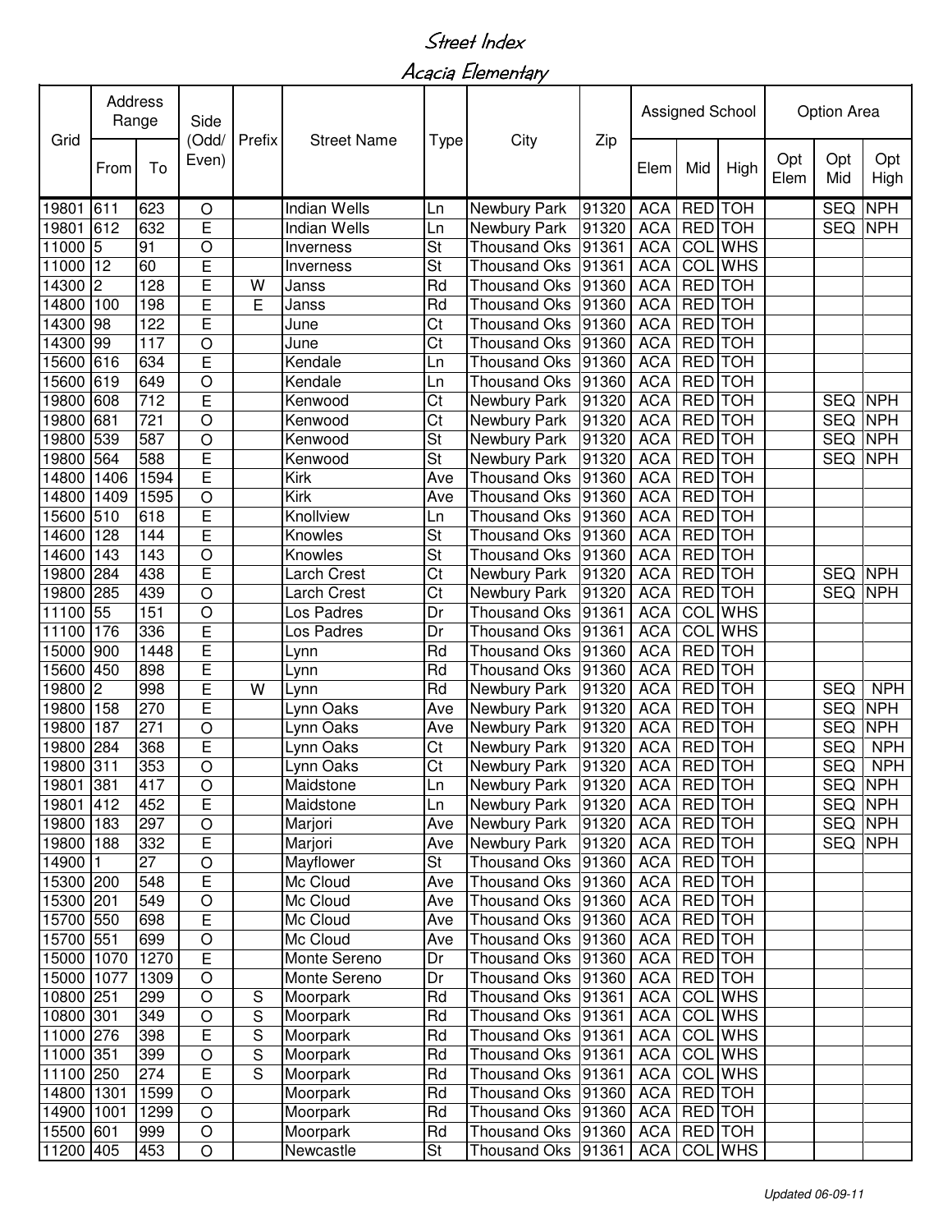# Street Index

## Acacia Elementary

| Grid | Address Range | | Side (Odd/ Even) | Prefix | Street Name | Type | City | Zip | Assigned School | | | Option Area | | |
|---|---|---|---|---|---|---|---|---|---|---|---|---|---|---|
| | From | To | | | | | | | Elem | Mid | High | Opt Elem | Opt Mid | Opt High |
| 19801 | 611 | 623 | O | | Indian Wells | Ln | Newbury Park | 91320 | ACA | RED | TOH | | SEQ | NPH |
| 19801 | 612 | 632 | E | | Indian Wells | Ln | Newbury Park | 91320 | ACA | RED | TOH | | SEQ | NPH |
| 11000 | 5 | 91 | O | | Inverness | St | Thousand Oks | 91361 | ACA | COL | WHS | | | |
| 11000 | 12 | 60 | E | | Inverness | St | Thousand Oks | 91361 | ACA | COL | WHS | | | |
| 14300 | 2 | 128 | E | W | Janss | Rd | Thousand Oks | 91360 | ACA | RED | TOH | | | |
| 14800 | 100 | 198 | E | E | Janss | Rd | Thousand Oks | 91360 | ACA | RED | TOH | | | |
| 14300 | 98 | 122 | E | | June | Ct | Thousand Oks | 91360 | ACA | RED | TOH | | | |
| 14300 | 99 | 117 | O | | June | Ct | Thousand Oks | 91360 | ACA | RED | TOH | | | |
| 15600 | 616 | 634 | E | | Kendale | Ln | Thousand Oks | 91360 | ACA | RED | TOH | | | |
| 15600 | 619 | 649 | O | | Kendale | Ln | Thousand Oks | 91360 | ACA | RED | TOH | | | |
| 19800 | 608 | 712 | E | | Kenwood | Ct | Newbury Park | 91320 | ACA | RED | TOH | | SEQ | NPH |
| 19800 | 681 | 721 | O | | Kenwood | Ct | Newbury Park | 91320 | ACA | RED | TOH | | SEQ | NPH |
| 19800 | 539 | 587 | O | | Kenwood | St | Newbury Park | 91320 | ACA | RED | TOH | | SEQ | NPH |
| 19800 | 564 | 588 | E | | Kenwood | St | Newbury Park | 91320 | ACA | RED | TOH | | SEQ | NPH |
| 14800 | 1406 | 1594 | E | | Kirk | Ave | Thousand Oks | 91360 | ACA | RED | TOH | | | |
| 14800 | 1409 | 1595 | O | | Kirk | Ave | Thousand Oks | 91360 | ACA | RED | TOH | | | |
| 15600 | 510 | 618 | E | | Knollview | Ln | Thousand Oks | 91360 | ACA | RED | TOH | | | |
| 14600 | 128 | 144 | E | | Knowles | St | Thousand Oks | 91360 | ACA | RED | TOH | | | |
| 14600 | 143 | 143 | O | | Knowles | St | Thousand Oks | 91360 | ACA | RED | TOH | | | |
| 19800 | 284 | 438 | E | | Larch Crest | Ct | Newbury Park | 91320 | ACA | RED | TOH | | SEQ | NPH |
| 19800 | 285 | 439 | O | | Larch Crest | Ct | Newbury Park | 91320 | ACA | RED | TOH | | SEQ | NPH |
| 11100 | 55 | 151 | O | | Los Padres | Dr | Thousand Oks | 91361 | ACA | COL | WHS | | | |
| 11100 | 176 | 336 | E | | Los Padres | Dr | Thousand Oks | 91361 | ACA | COL | WHS | | | |
| 15000 | 900 | 1448 | E | | Lynn | Rd | Thousand Oks | 91360 | ACA | RED | TOH | | | |
| 15600 | 450 | 898 | E | | Lynn | Rd | Thousand Oks | 91360 | ACA | RED | TOH | | | |
| 19800 | 2 | 998 | E | W | Lynn | Rd | Newbury Park | 91320 | ACA | RED | TOH | | SEQ | NPH |
| 19800 | 158 | 270 | E | | Lynn Oaks | Ave | Newbury Park | 91320 | ACA | RED | TOH | | SEQ | NPH |
| 19800 | 187 | 271 | O | | Lynn Oaks | Ave | Newbury Park | 91320 | ACA | RED | TOH | | SEQ | NPH |
| 19800 | 284 | 368 | E | | Lynn Oaks | Ct | Newbury Park | 91320 | ACA | RED | TOH | | SEQ | NPH |
| 19800 | 311 | 353 | O | | Lynn Oaks | Ct | Newbury Park | 91320 | ACA | RED | TOH | | SEQ | NPH |
| 19801 | 381 | 417 | O | | Maidstone | Ln | Newbury Park | 91320 | ACA | RED | TOH | | SEQ | NPH |
| 19801 | 412 | 452 | E | | Maidstone | Ln | Newbury Park | 91320 | ACA | RED | TOH | | SEQ | NPH |
| 19800 | 183 | 297 | O | | Marjori | Ave | Newbury Park | 91320 | ACA | RED | TOH | | SEQ | NPH |
| 19800 | 188 | 332 | E | | Marjori | Ave | Newbury Park | 91320 | ACA | RED | TOH | | SEQ | NPH |
| 14900 | 1 | 27 | O | | Mayflower | St | Thousand Oks | 91360 | ACA | RED | TOH | | | |
| 15300 | 200 | 548 | E | | Mc Cloud | Ave | Thousand Oks | 91360 | ACA | RED | TOH | | | |
| 15300 | 201 | 549 | O | | Mc Cloud | Ave | Thousand Oks | 91360 | ACA | RED | TOH | | | |
| 15700 | 550 | 698 | E | | Mc Cloud | Ave | Thousand Oks | 91360 | ACA | RED | TOH | | | |
| 15700 | 551 | 699 | O | | Mc Cloud | Ave | Thousand Oks | 91360 | ACA | RED | TOH | | | |
| 15000 | 1070 | 1270 | E | | Monte Sereno | Dr | Thousand Oks | 91360 | ACA | RED | TOH | | | |
| 15000 | 1077 | 1309 | O | | Monte Sereno | Dr | Thousand Oks | 91360 | ACA | RED | TOH | | | |
| 10800 | 251 | 299 | O | S | Moorpark | Rd | Thousand Oks | 91361 | ACA | COL | WHS | | | |
| 10800 | 301 | 349 | O | S | Moorpark | Rd | Thousand Oks | 91361 | ACA | COL | WHS | | | |
| 11000 | 276 | 398 | E | S | Moorpark | Rd | Thousand Oks | 91361 | ACA | COL | WHS | | | |
| 11000 | 351 | 399 | O | S | Moorpark | Rd | Thousand Oks | 91361 | ACA | COL | WHS | | | |
| 11100 | 250 | 274 | E | S | Moorpark | Rd | Thousand Oks | 91361 | ACA | COL | WHS | | | |
| 14800 | 1301 | 1599 | O | | Moorpark | Rd | Thousand Oks | 91360 | ACA | RED | TOH | | | |
| 14900 | 1001 | 1299 | O | | Moorpark | Rd | Thousand Oks | 91360 | ACA | RED | TOH | | | |
| 15500 | 601 | 999 | O | | Moorpark | Rd | Thousand Oks | 91360 | ACA | RED | TOH | | | |
| 11200 | 405 | 453 | O | | Newcastle | St | Thousand Oks | 91361 | ACA | COL | WHS | | | |

*Updated 06-09-11*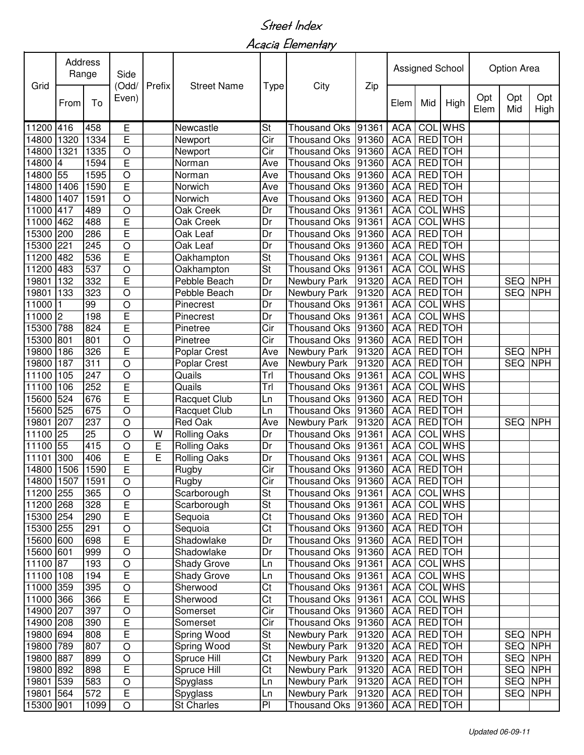# Street Index

## Acacia Elementary

| Grid | Address Range | | Side (Odd/ Even) | Prefix | Street Name | Type | City | Zip | Assigned School | | | Option Area | | |
|---|---|---|---|---|---|---|---|---|---|---|---|---|---|---|
| | From | To | | | | | | | Elem | Mid | High | Opt Elem | Opt Mid | Opt High |
| 11200 | 416 | 458 | E | | Newcastle | St | Thousand Oks | 91361 | ACA | COL | WHS | | | |
| 14800 | 1320 | 1334 | E | | Newport | Cir | Thousand Oks | 91360 | ACA | RED | TOH | | | |
| 14800 | 1321 | 1335 | O | | Newport | Cir | Thousand Oks | 91360 | ACA | RED | TOH | | | |
| 14800 | 4 | 1594 | E | | Norman | Ave | Thousand Oks | 91360 | ACA | RED | TOH | | | |
| 14800 | 55 | 1595 | O | | Norman | Ave | Thousand Oks | 91360 | ACA | RED | TOH | | | |
| 14800 | 1406 | 1590 | E | | Norwich | Ave | Thousand Oks | 91360 | ACA | RED | TOH | | | |
| 14800 | 1407 | 1591 | O | | Norwich | Ave | Thousand Oks | 91360 | ACA | RED | TOH | | | |
| 11000 | 417 | 489 | O | | Oak Creek | Dr | Thousand Oks | 91361 | ACA | COL | WHS | | | |
| 11000 | 462 | 488 | E | | Oak Creek | Dr | Thousand Oks | 91361 | ACA | COL | WHS | | | |
| 15300 | 200 | 286 | E | | Oak Leaf | Dr | Thousand Oks | 91360 | ACA | RED | TOH | | | |
| 15300 | 221 | 245 | O | | Oak Leaf | Dr | Thousand Oks | 91360 | ACA | RED | TOH | | | |
| 11200 | 482 | 536 | E | | Oakhampton | St | Thousand Oks | 91361 | ACA | COL | WHS | | | |
| 11200 | 483 | 537 | O | | Oakhampton | St | Thousand Oks | 91361 | ACA | COL | WHS | | | |
| 19801 | 132 | 332 | E | | Pebble Beach | Dr | Newbury Park | 91320 | ACA | RED | TOH | | SEQ | NPH |
| 19801 | 133 | 323 | O | | Pebble Beach | Dr | Newbury Park | 91320 | ACA | RED | TOH | | SEQ | NPH |
| 11000 | 1 | 99 | O | | Pinecrest | Dr | Thousand Oks | 91361 | ACA | COL | WHS | | | |
| 11000 | 2 | 198 | E | | Pinecrest | Dr | Thousand Oks | 91361 | ACA | COL | WHS | | | |
| 15300 | 788 | 824 | E | | Pinetree | Cir | Thousand Oks | 91360 | ACA | RED | TOH | | | |
| 15300 | 801 | 801 | O | | Pinetree | Cir | Thousand Oks | 91360 | ACA | RED | TOH | | | |
| 19800 | 186 | 326 | E | | Poplar Crest | Ave | Newbury Park | 91320 | ACA | RED | TOH | | SEQ | NPH |
| 19800 | 187 | 311 | O | | Poplar Crest | Ave | Newbury Park | 91320 | ACA | RED | TOH | | SEQ | NPH |
| 11100 | 105 | 247 | O | | Quails | Trl | Thousand Oks | 91361 | ACA | COL | WHS | | | |
| 11100 | 106 | 252 | E | | Quails | Trl | Thousand Oks | 91361 | ACA | COL | WHS | | | |
| 15600 | 524 | 676 | E | | Racquet Club | Ln | Thousand Oks | 91360 | ACA | RED | TOH | | | |
| 15600 | 525 | 675 | O | | Racquet Club | Ln | Thousand Oks | 91360 | ACA | RED | TOH | | | |
| 19801 | 207 | 237 | O | | Red Oak | Ave | Newbury Park | 91320 | ACA | RED | TOH | | SEQ | NPH |
| 11100 | 25 | 25 | O | W | Rolling Oaks | Dr | Thousand Oks | 91361 | ACA | COL | WHS | | | |
| 11100 | 55 | 415 | O | E | Rolling Oaks | Dr | Thousand Oks | 91361 | ACA | COL | WHS | | | |
| 11101 | 300 | 406 | E | E | Rolling Oaks | Dr | Thousand Oks | 91361 | ACA | COL | WHS | | | |
| 14800 | 1506 | 1590 | E | | Rugby | Cir | Thousand Oks | 91360 | ACA | RED | TOH | | | |
| 14800 | 1507 | 1591 | O | | Rugby | Cir | Thousand Oks | 91360 | ACA | RED | TOH | | | |
| 11200 | 255 | 365 | O | | Scarborough | St | Thousand Oks | 91361 | ACA | COL | WHS | | | |
| 11200 | 268 | 328 | E | | Scarborough | St | Thousand Oks | 91361 | ACA | COL | WHS | | | |
| 15300 | 254 | 290 | E | | Sequoia | Ct | Thousand Oks | 91360 | ACA | RED | TOH | | | |
| 15300 | 255 | 291 | O | | Sequoia | Ct | Thousand Oks | 91360 | ACA | RED | TOH | | | |
| 15600 | 600 | 698 | E | | Shadowlake | Dr | Thousand Oks | 91360 | ACA | RED | TOH | | | |
| 15600 | 601 | 999 | O | | Shadowlake | Dr | Thousand Oks | 91360 | ACA | RED | TOH | | | |
| 11100 | 87 | 193 | O | | Shady Grove | Ln | Thousand Oks | 91361 | ACA | COL | WHS | | | |
| 11100 | 108 | 194 | E | | Shady Grove | Ln | Thousand Oks | 91361 | ACA | COL | WHS | | | |
| 11000 | 359 | 395 | O | | Sherwood | Ct | Thousand Oks | 91361 | ACA | COL | WHS | | | |
| 11000 | 366 | 366 | E | | Sherwood | Ct | Thousand Oks | 91361 | ACA | COL | WHS | | | |
| 14900 | 207 | 397 | O | | Somerset | Cir | Thousand Oks | 91360 | ACA | RED | TOH | | | |
| 14900 | 208 | 390 | E | | Somerset | Cir | Thousand Oks | 91360 | ACA | RED | TOH | | | |
| 19800 | 694 | 808 | E | | Spring Wood | St | Newbury Park | 91320 | ACA | RED | TOH | | SEQ | NPH |
| 19800 | 789 | 807 | O | | Spring Wood | St | Newbury Park | 91320 | ACA | RED | TOH | | SEQ | NPH |
| 19800 | 887 | 899 | O | | Spruce Hill | Ct | Newbury Park | 91320 | ACA | RED | TOH | | SEQ | NPH |
| 19800 | 892 | 898 | E | | Spruce Hill | Ct | Newbury Park | 91320 | ACA | RED | TOH | | SEQ | NPH |
| 19801 | 539 | 583 | O | | Spyglass | Ln | Newbury Park | 91320 | ACA | RED | TOH | | SEQ | NPH |
| 19801 | 564 | 572 | E | | Spyglass | Ln | Newbury Park | 91320 | ACA | RED | TOH | | SEQ | NPH |
| 15300 | 901 | 1099 | O | | St Charles | Pl | Thousand Oks | 91360 | ACA | RED | TOH | | | |

*Updated 06-09-11*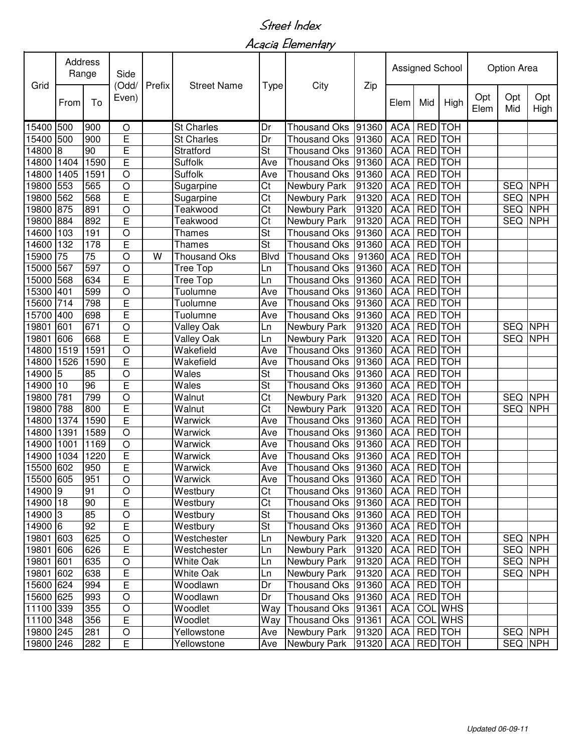# Street Index

## Acacia Elementary

| Grid | Address Range | | Side (Odd/ Even) | Prefix | Street Name | Type | City | Zip | Assigned School | | | Option Area | | |
|---|---|---|---|---|---|---|---|---|---|---|---|---|---|---|
| | From | To | | | | | | | Elem | Mid | High | Opt Elem | Opt Mid | Opt High |
| 15400 | 500 | 900 | O | | St Charles | Dr | Thousand Oks | 91360 | ACA | RED | TOH | | | |
| 15400 | 500 | 900 | E | | St Charles | Dr | Thousand Oks | 91360 | ACA | RED | TOH | | | |
| 14800 | 8 | 90 | E | | Stratford | St | Thousand Oks | 91360 | ACA | RED | TOH | | | |
| 14800 | 1404 | 1590 | E | | Suffolk | Ave | Thousand Oks | 91360 | ACA | RED | TOH | | | |
| 14800 | 1405 | 1591 | O | | Suffolk | Ave | Thousand Oks | 91360 | ACA | RED | TOH | | | |
| 19800 | 553 | 565 | O | | Sugarpine | Ct | Newbury Park | 91320 | ACA | RED | TOH | | SEQ | NPH |
| 19800 | 562 | 568 | E | | Sugarpine | Ct | Newbury Park | 91320 | ACA | RED | TOH | | SEQ | NPH |
| 19800 | 875 | 891 | O | | Teakwood | Ct | Newbury Park | 91320 | ACA | RED | TOH | | SEQ | NPH |
| 19800 | 884 | 892 | E | | Teakwood | Ct | Newbury Park | 91320 | ACA | RED | TOH | | SEQ | NPH |
| 14600 | 103 | 191 | O | | Thames | St | Thousand Oks | 91360 | ACA | RED | TOH | | | |
| 14600 | 132 | 178 | E | | Thames | St | Thousand Oks | 91360 | ACA | RED | TOH | | | |
| 15900 | 75 | 75 | O | W | Thousand Oks | Blvd | Thousand Oks | 91360 | ACA | RED | TOH | | | |
| 15000 | 567 | 597 | O | | Tree Top | Ln | Thousand Oks | 91360 | ACA | RED | TOH | | | |
| 15000 | 568 | 634 | E | | Tree Top | Ln | Thousand Oks | 91360 | ACA | RED | TOH | | | |
| 15300 | 401 | 599 | O | | Tuolumne | Ave | Thousand Oks | 91360 | ACA | RED | TOH | | | |
| 15600 | 714 | 798 | E | | Tuolumne | Ave | Thousand Oks | 91360 | ACA | RED | TOH | | | |
| 15700 | 400 | 698 | E | | Tuolumne | Ave | Thousand Oks | 91360 | ACA | RED | TOH | | | |
| 19801 | 601 | 671 | O | | Valley Oak | Ln | Newbury Park | 91320 | ACA | RED | TOH | | SEQ | NPH |
| 19801 | 606 | 668 | E | | Valley Oak | Ln | Newbury Park | 91320 | ACA | RED | TOH | | SEQ | NPH |
| 14800 | 1519 | 1591 | O | | Wakefield | Ave | Thousand Oks | 91360 | ACA | RED | TOH | | | |
| 14800 | 1526 | 1590 | E | | Wakefield | Ave | Thousand Oks | 91360 | ACA | RED | TOH | | | |
| 14900 | 5 | 85 | O | | Wales | St | Thousand Oks | 91360 | ACA | RED | TOH | | | |
| 14900 | 10 | 96 | E | | Wales | St | Thousand Oks | 91360 | ACA | RED | TOH | | | |
| 19800 | 781 | 799 | O | | Walnut | Ct | Newbury Park | 91320 | ACA | RED | TOH | | SEQ | NPH |
| 19800 | 788 | 800 | E | | Walnut | Ct | Newbury Park | 91320 | ACA | RED | TOH | | SEQ | NPH |
| 14800 | 1374 | 1590 | E | | Warwick | Ave | Thousand Oks | 91360 | ACA | RED | TOH | | | |
| 14800 | 1391 | 1589 | O | | Warwick | Ave | Thousand Oks | 91360 | ACA | RED | TOH | | | |
| 14900 | 1001 | 1169 | O | | Warwick | Ave | Thousand Oks | 91360 | ACA | RED | TOH | | | |
| 14900 | 1034 | 1220 | E | | Warwick | Ave | Thousand Oks | 91360 | ACA | RED | TOH | | | |
| 15500 | 602 | 950 | E | | Warwick | Ave | Thousand Oks | 91360 | ACA | RED | TOH | | | |
| 15500 | 605 | 951 | O | | Warwick | Ave | Thousand Oks | 91360 | ACA | RED | TOH | | | |
| 14900 | 9 | 91 | O | | Westbury | Ct | Thousand Oks | 91360 | ACA | RED | TOH | | | |
| 14900 | 18 | 90 | E | | Westbury | Ct | Thousand Oks | 91360 | ACA | RED | TOH | | | |
| 14900 | 3 | 85 | O | | Westbury | St | Thousand Oks | 91360 | ACA | RED | TOH | | | |
| 14900 | 6 | 92 | E | | Westbury | St | Thousand Oks | 91360 | ACA | RED | TOH | | | |
| 19801 | 603 | 625 | O | | Westchester | Ln | Newbury Park | 91320 | ACA | RED | TOH | | SEQ | NPH |
| 19801 | 606 | 626 | E | | Westchester | Ln | Newbury Park | 91320 | ACA | RED | TOH | | SEQ | NPH |
| 19801 | 601 | 635 | O | | White Oak | Ln | Newbury Park | 91320 | ACA | RED | TOH | | SEQ | NPH |
| 19801 | 602 | 638 | E | | White Oak | Ln | Newbury Park | 91320 | ACA | RED | TOH | | SEQ | NPH |
| 15600 | 624 | 994 | E | | Woodlawn | Dr | Thousand Oks | 91360 | ACA | RED | TOH | | | |
| 15600 | 625 | 993 | O | | Woodlawn | Dr | Thousand Oks | 91360 | ACA | RED | TOH | | | |
| 11100 | 339 | 355 | O | | Woodlet | Way | Thousand Oks | 91361 | ACA | COL | WHS | | | |
| 11100 | 348 | 356 | E | | Woodlet | Way | Thousand Oks | 91361 | ACA | COL | WHS | | | |
| 19800 | 245 | 281 | O | | Yellowstone | Ave | Newbury Park | 91320 | ACA | RED | TOH | | SEQ | NPH |
| 19800 | 246 | 282 | E | | Yellowstone | Ave | Newbury Park | 91320 | ACA | RED | TOH | | SEQ | NPH |

*Updated 06-09-11*